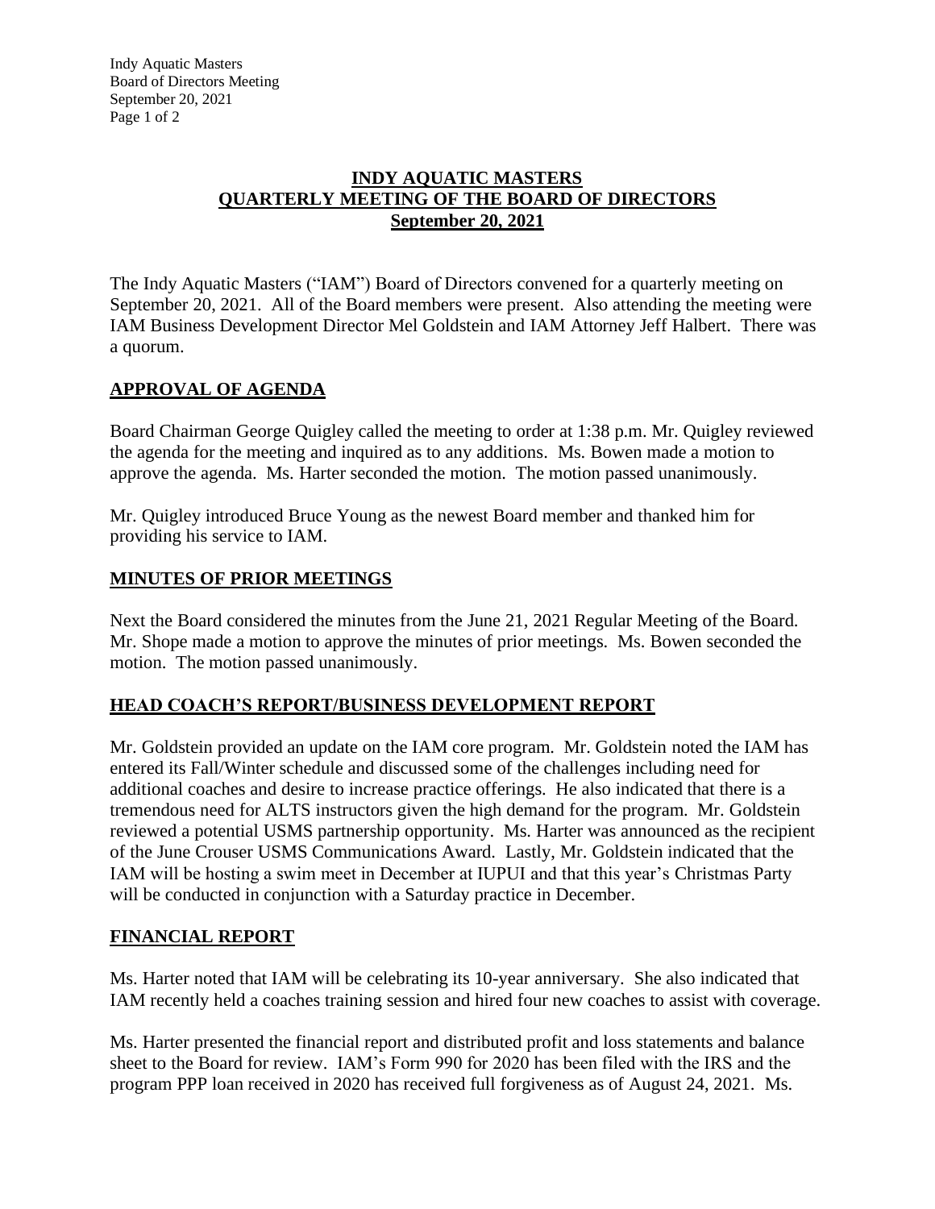# INDY AQUATIC MASTERS
# QUARTERLY MEETING OF THE BOARD OF DIRECTORS
# September 20, 2021

The Indy Aquatic Masters ("IAM") Board of Directors convened for a quarterly meeting on September 20, 2021. All of the Board members were present. Also attending the meeting were IAM Business Development Director Mel Goldstein and IAM Attorney Jeff Halbert. There was a quorum.

## APPROVAL OF AGENDA

Board Chairman George Quigley called the meeting to order at 1:38 p.m. Mr. Quigley reviewed the agenda for the meeting and inquired as to any additions. Ms. Bowen made a motion to approve the agenda. Ms. Harter seconded the motion. The motion passed unanimously.

Mr. Quigley introduced Bruce Young as the newest Board member and thanked him for providing his service to IAM.

## MINUTES OF PRIOR MEETINGS

Next the Board considered the minutes from the June 21, 2021 Regular Meeting of the Board. Mr. Shope made a motion to approve the minutes of prior meetings. Ms. Bowen seconded the motion. The motion passed unanimously.

## HEAD COACH'S REPORT/BUSINESS DEVELOPMENT REPORT

Mr. Goldstein provided an update on the IAM core program. Mr. Goldstein noted the IAM has entered its Fall/Winter schedule and discussed some of the challenges including need for additional coaches and desire to increase practice offerings. He also indicated that there is a tremendous need for ALTS instructors given the high demand for the program. Mr. Goldstein reviewed a potential USMS partnership opportunity. Ms. Harter was announced as the recipient of the June Crouser USMS Communications Award. Lastly, Mr. Goldstein indicated that the IAM will be hosting a swim meet in December at IUPUI and that this year's Christmas Party will be conducted in conjunction with a Saturday practice in December.

## FINANCIAL REPORT

Ms. Harter noted that IAM will be celebrating its 10-year anniversary. She also indicated that IAM recently held a coaches training session and hired four new coaches to assist with coverage.

Ms. Harter presented the financial report and distributed profit and loss statements and balance sheet to the Board for review. IAM's Form 990 for 2020 has been filed with the IRS and the program PPP loan received in 2020 has received full forgiveness as of August 24, 2021. Ms.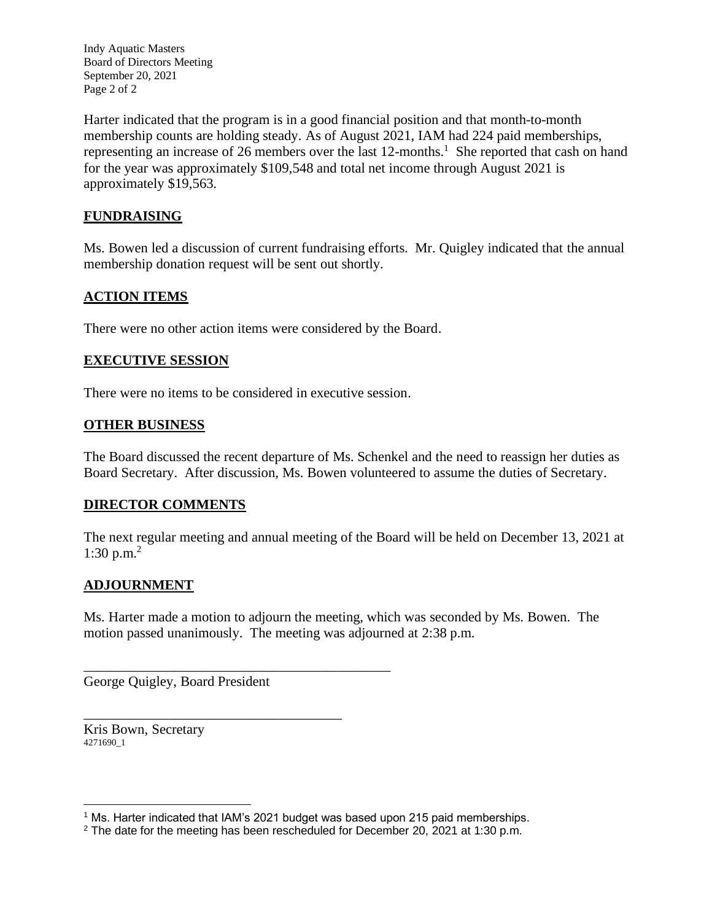Harter indicated that the program is in a good financial position and that month-to-month membership counts are holding steady. As of August 2021, IAM had 224 paid memberships, representing an increase of 26 members over the last 12-months.[1] She reported that cash on hand for the year was approximately $109,548 and total net income through August 2021 is approximately $19,563.

## FUNDRAISING

Ms. Bowen led a discussion of current fundraising efforts. Mr. Quigley indicated that the annual membership donation request will be sent out shortly.

## ACTION ITEMS

There were no other action items were considered by the Board.

## EXECUTIVE SESSION

There were no items to be considered in executive session.

## OTHER BUSINESS

The Board discussed the recent departure of Ms. Schenkel and the need to reassign her duties as Board Secretary. After discussion, Ms. Bowen volunteered to assume the duties of Secretary.

## DIRECTOR COMMENTS

The next regular meeting and annual meeting of the Board will be held on December 13, 2021 at 1:30 p.m.[2]

## ADJOURNMENT

Ms. Harter made a motion to adjourn the meeting, which was seconded by Ms. Bowen. The motion passed unanimously. The meeting was adjourned at 2:38 p.m.

\_\_\_\_\_\_\_\_\_\_\_\_\_\_\_\_\_\_\_\_\_\_\_\_\_\_\_\_\_\_\_\_\_\_\_\_\_\_\_\_\_\_\_\_

George Quigley, Board President

\_\_\_\_\_\_\_\_\_\_\_\_\_\_\_\_\_\_\_\_\_\_\_\_\_\_\_\_\_\_\_\_\_\_\_\_\_\_

Kris Bown, Secretary

4271690_1

---

[1] Ms. Harter indicated that IAM's 2021 budget was based upon 215 paid memberships.

[2] The date for the meeting has been rescheduled for December 20, 2021 at 1:30 p.m.